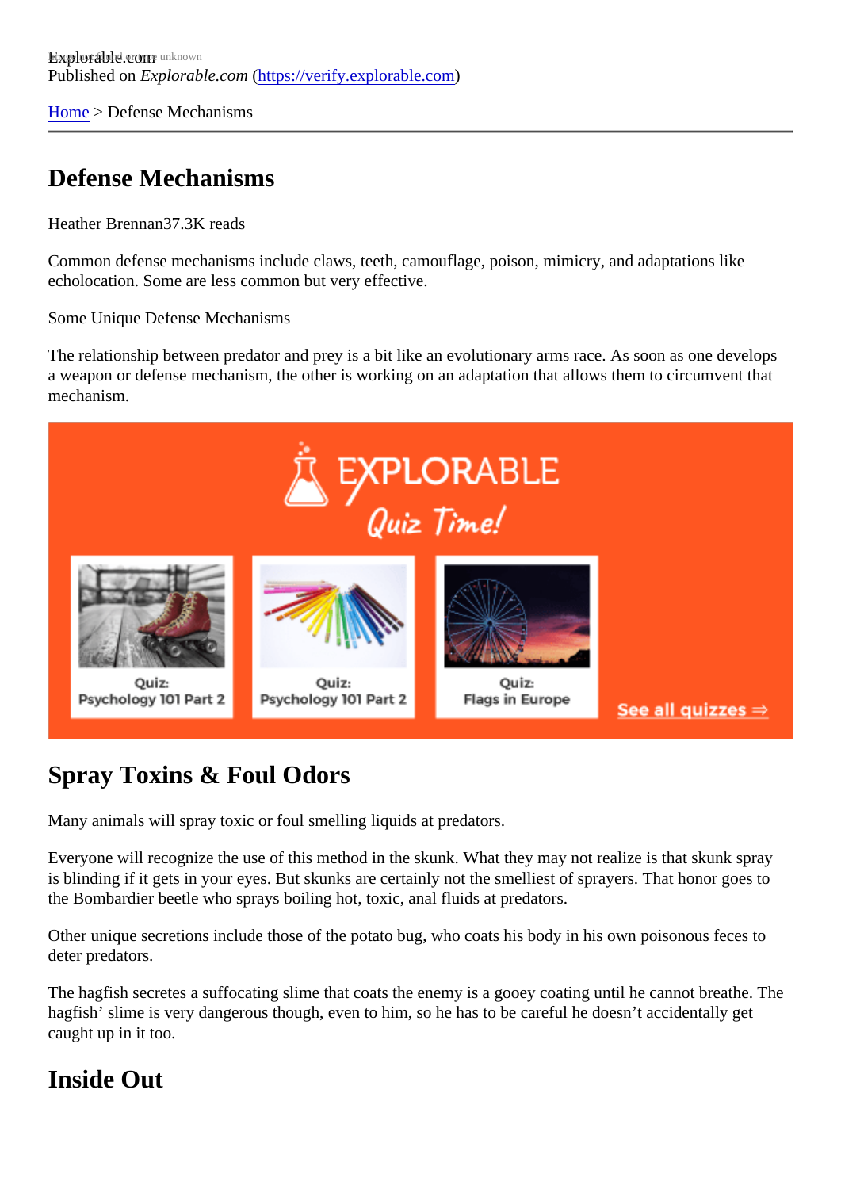Explorable.com
Published on *Explorable.com* (https://verify.explorable.com)

Home > Defense Mechanisms

# Defense Mechanisms

Heather Brennan37.3K reads

Common defense mechanisms include claws, teeth, camouflage, poison, mimicry, and adaptations like echolocation. Some are less common but very effective.

Some Unique Defense Mechanisms

The relationship between predator and prey is a bit like an evolutionary arms race. As soon as one develops a weapon or defense mechanism, the other is working on an adaptation that allows them to circumvent that mechanism.

## Spray Toxins & Foul Odors

Many animals will spray toxic or foul smelling liquids at predators.

Everyone will recognize the use of this method in the skunk. What they may not realize is that skunk spray is blinding if it gets in your eyes. But skunks are certainly not the smelliest of sprayers. That honor goes to the Bombardier beetle who sprays boiling hot, toxic, anal fluids at predators.

Other unique secretions include those of the potato bug, who coats his body in his own poisonous feces to deter predators.

The hagfish secretes a suffocating slime that coats the enemy is a gooey coating until he cannot breathe. The hagfish' slime is very dangerous though, even to him, so he has to be careful he doesn't accidentally get caught up in it too.

## Inside Out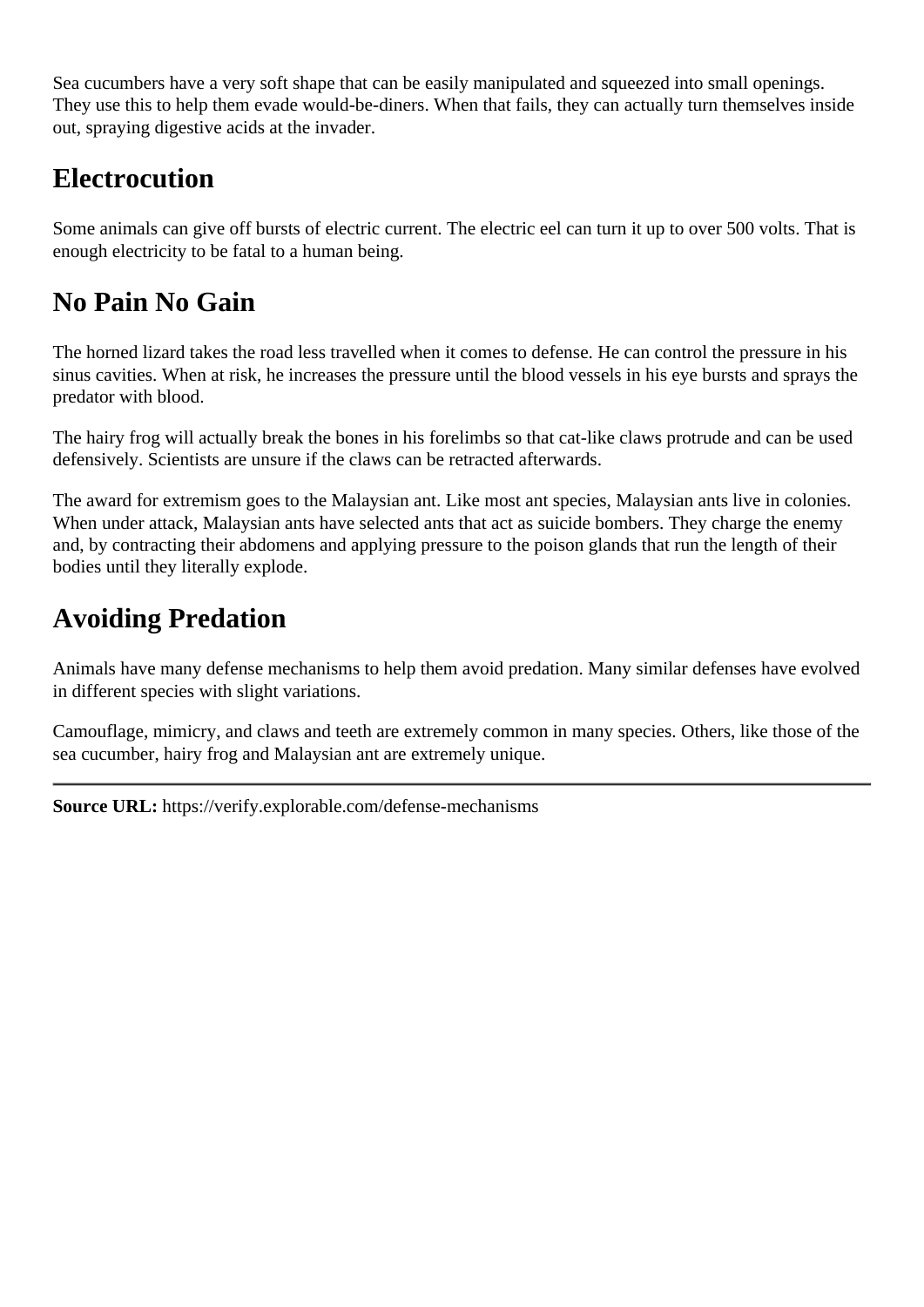Sea cucumbers have a very soft shape that can be easily manipulated and squeezed into small openings. They use this to help them evade would-be-diners. When that fails, they can actually turn themselves inside out, spraying digestive acids at the invader.

## Electrocution

Some animals can give off bursts of electric current. The electric eel can turn it up to over 500 volts. That is enough electricity to be fatal to a human being.

## No Pain No Gain

The horned lizard takes the road less travelled when it comes to defense. He can control the pressure in his sinus cavities. When at risk, he increases the pressure until the blood vessels in his eye bursts and sprays the predator with blood.

The hairy frog will actually break the bones in his forelimbs so that cat-like claws protrude and can be used defensively. Scientists are unsure if the claws can be retracted afterwards.

The award for extremism goes to the Malaysian ant. Like most ant species, Malaysian ants live in colonies. When under attack, Malaysian ants have selected ants that act as suicide bombers. They charge the enemy and, by contracting their abdomens and applying pressure to the poison glands that run the length of their bodies until they literally explode.

## Avoiding Predation

Animals have many defense mechanisms to help them avoid predation. Many similar defenses have evolved in different species with slight variations.

Camouflage, mimicry, and claws and teeth are extremely common in many species. Others, like those of the sea cucumber, hairy frog and Malaysian ant are extremely unique.

---

**Source URL:** https://verify.explorable.com/defense-mechanisms